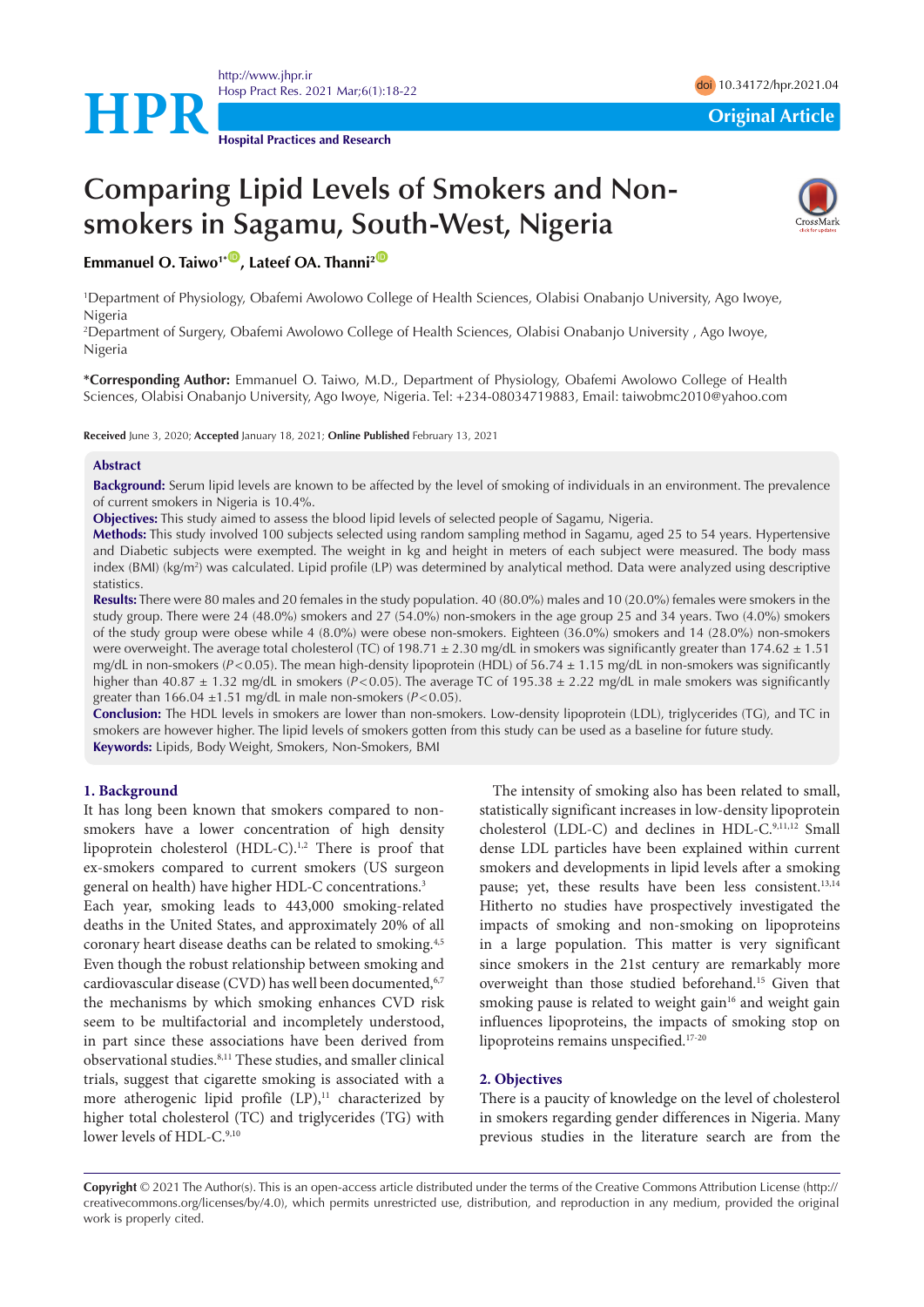Original Article

# Comparing Lipid Levels of Smokers and Non-smokers in Sagamu, South-West, Nigeria

**Emmanuel O. Taiwo[1*], Lateef OA. Thanni[2]**

[1]Department of Physiology, Obafemi Awolowo College of Health Sciences, Olabisi Onabanjo University, Ago Iwoye, Nigeria

[2]Department of Surgery, Obafemi Awolowo College of Health Sciences, Olabisi Onabanjo University , Ago Iwoye, Nigeria

**\*Corresponding Author:** Emmanuel O. Taiwo, M.D., Department of Physiology, Obafemi Awolowo College of Health Sciences, Olabisi Onabanjo University, Ago Iwoye, Nigeria. Tel: +234-08034719883, Email: taiwobmc2010@yahoo.com

**Received** June 3, 2020; **Accepted** January 18, 2021; **Online Published** February 13, 2021

## Abstract

**Background:** Serum lipid levels are known to be affected by the level of smoking of individuals in an environment. The prevalence of current smokers in Nigeria is 10.4%.

**Objectives:** This study aimed to assess the blood lipid levels of selected people of Sagamu, Nigeria.

**Methods:** This study involved 100 subjects selected using random sampling method in Sagamu, aged 25 to 54 years. Hypertensive and Diabetic subjects were exempted. The weight in kg and height in meters of each subject were measured. The body mass index (BMI) (kg/m$^2$) was calculated. Lipid profile (LP) was determined by analytical method. Data were analyzed using descriptive statistics.

**Results:** There were 80 males and 20 females in the study population. 40 (80.0%) males and 10 (20.0%) females were smokers in the study group. There were 24 (48.0%) smokers and 27 (54.0%) non-smokers in the age group 25 and 34 years. Two (4.0%) smokers of the study group were obese while 4 (8.0%) were obese non-smokers. Eighteen (36.0%) smokers and 14 (28.0%) non-smokers were overweight. The average total cholesterol (TC) of 198.71 ± 2.30 mg/dL in smokers was significantly greater than 174.62 ± 1.51 mg/dL in non-smokers ($P<0.05$). The mean high-density lipoprotein (HDL) of 56.74 ± 1.15 mg/dL in non-smokers was significantly higher than 40.87 ± 1.32 mg/dL in smokers ($P<0.05$). The average TC of 195.38 ± 2.22 mg/dL in male smokers was significantly greater than 166.04 ±1.51 mg/dL in male non-smokers ($P<0.05$).

**Conclusion:** The HDL levels in smokers are lower than non-smokers. Low-density lipoprotein (LDL), triglycerides (TG), and TC in smokers are however higher. The lipid levels of smokers gotten from this study can be used as a baseline for future study.

**Keywords:** Lipids, Body Weight, Smokers, Non-Smokers, BMI

## 1. Background

It has long been known that smokers compared to non-smokers have a lower concentration of high density lipoprotein cholesterol (HDL-C).[1,2] There is proof that ex-smokers compared to current smokers (US surgeon general on health) have higher HDL-C concentrations.[3]

Each year, smoking leads to 443,000 smoking-related deaths in the United States, and approximately 20% of all coronary heart disease deaths can be related to smoking.[4,5] Even though the robust relationship between smoking and cardiovascular disease (CVD) has well been documented,[6,7] the mechanisms by which smoking enhances CVD risk seem to be multifactorial and incompletely understood, in part since these associations have been derived from observational studies.[8,11] These studies, and smaller clinical trials, suggest that cigarette smoking is associated with a more atherogenic lipid profile (LP),[11] characterized by higher total cholesterol (TC) and triglycerides (TG) with lower levels of HDL-C.[9,10]

The intensity of smoking also has been related to small, statistically significant increases in low-density lipoprotein cholesterol (LDL-C) and declines in HDL-C.[9,11,12] Small dense LDL particles have been explained within current smokers and developments in lipid levels after a smoking pause; yet, these results have been less consistent.[13,14] Hitherto no studies have prospectively investigated the impacts of smoking and non-smoking on lipoproteins in a large population. This matter is very significant since smokers in the 21st century are remarkably more overweight than those studied beforehand.[15] Given that smoking pause is related to weight gain[16] and weight gain influences lipoproteins, the impacts of smoking stop on lipoproteins remains unspecified.[17-20]

## 2. Objectives

There is a paucity of knowledge on the level of cholesterol in smokers regarding gender differences in Nigeria. Many previous studies in the literature search are from the

**Copyright** © 2021 The Author(s). This is an open-access article distributed under the terms of the Creative Commons Attribution License (http://creativecommons.org/licenses/by/4.0), which permits unrestricted use, distribution, and reproduction in any medium, provided the original work is properly cited.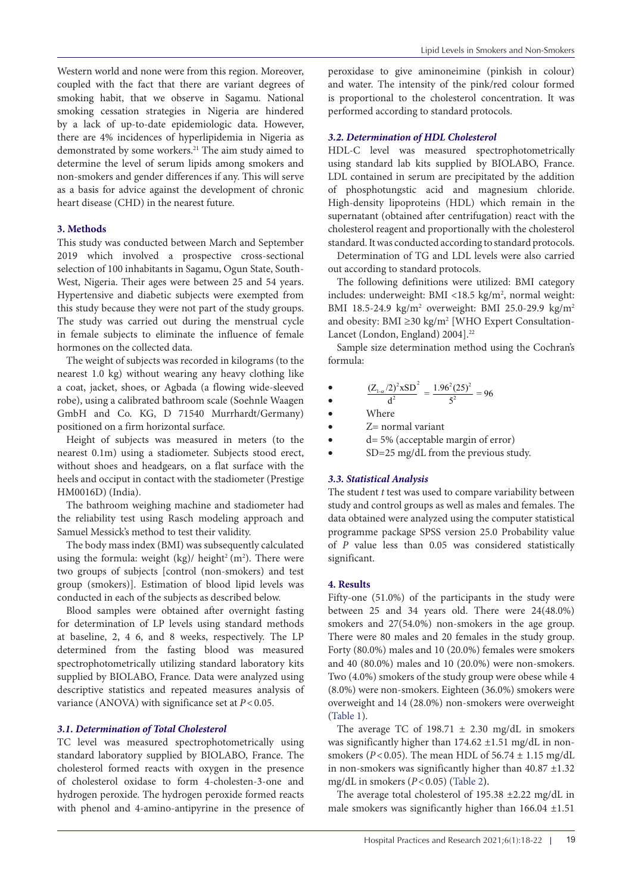Western world and none were from this region. Moreover, coupled with the fact that there are variant degrees of smoking habit, that we observe in Sagamu. National smoking cessation strategies in Nigeria are hindered by a lack of up-to-date epidemiologic data. However, there are 4% incidences of hyperlipidemia in Nigeria as demonstrated by some workers.[21] The aim study aimed to determine the level of serum lipids among smokers and non-smokers and gender differences if any. This will serve as a basis for advice against the development of chronic heart disease (CHD) in the nearest future.

## 3. Methods

This study was conducted between March and September 2019 which involved a prospective cross-sectional selection of 100 inhabitants in Sagamu, Ogun State, South-West, Nigeria. Their ages were between 25 and 54 years. Hypertensive and diabetic subjects were exempted from this study because they were not part of the study groups. The study was carried out during the menstrual cycle in female subjects to eliminate the influence of female hormones on the collected data.

The weight of subjects was recorded in kilograms (to the nearest 1.0 kg) without wearing any heavy clothing like a coat, jacket, shoes, or Agbada (a flowing wide-sleeved robe), using a calibrated bathroom scale (Soehnle Waagen GmbH and Co. KG, D 71540 Murrhardt/Germany) positioned on a firm horizontal surface.

Height of subjects was measured in meters (to the nearest 0.1m) using a stadiometer. Subjects stood erect, without shoes and headgears, on a flat surface with the heels and occiput in contact with the stadiometer (Prestige HM0016D) (India).

The bathroom weighing machine and stadiometer had the reliability test using Rasch modeling approach and Samuel Messick's method to test their validity.

The body mass index (BMI) was subsequently calculated using the formula: weight (kg)/ height$^2$ (m$^2$). There were two groups of subjects [control (non-smokers) and test group (smokers)]. Estimation of blood lipid levels was conducted in each of the subjects as described below.

Blood samples were obtained after overnight fasting for determination of LP levels using standard methods at baseline, 2, 4 6, and 8 weeks, respectively. The LP determined from the fasting blood was measured spectrophotometrically utilizing standard laboratory kits supplied by BIOLABO, France. Data were analyzed using descriptive statistics and repeated measures analysis of variance (ANOVA) with significance set at $P<0.05$.

### *3.1. Determination of Total Cholesterol*

TC level was measured spectrophotometrically using standard laboratory supplied by BIOLABO, France. The cholesterol formed reacts with oxygen in the presence of cholesterol oxidase to form 4-cholesten-3-one and hydrogen peroxide. The hydrogen peroxide formed reacts with phenol and 4-amino-antipyrine in the presence of peroxidase to give aminoneimine (pinkish in colour) and water. The intensity of the pink/red colour formed is proportional to the cholesterol concentration. It was performed according to standard protocols.

### *3.2. Determination of HDL Cholesterol*

HDL-C level was measured spectrophotometrically using standard lab kits supplied by BIOLABO, France. LDL contained in serum are precipitated by the addition of phosphotungstic acid and magnesium chloride. High-density lipoproteins (HDL) which remain in the supernatant (obtained after centrifugation) react with the cholesterol reagent and proportionally with the cholesterol standard. It was conducted according to standard protocols.

Determination of TG and LDL levels were also carried out according to standard protocols.

The following definitions were utilized: BMI category includes: underweight: BMI <18.5 kg/m$^2$, normal weight: BMI 18.5-24.9 kg/m$^2$ overweight: BMI 25.0-29.9 kg/m$^2$ and obesity: BMI ≥30 kg/m$^2$ [WHO Expert Consultation-Lancet (London, England) 2004].[22]

Sample size determination method using the Cochran's formula:

- $$\frac{(Z_{1-\alpha}/2)^2 x SD^2}{d^2} = \frac{1.96^2(25)^2}{5^2} = 96$$
- Where
- Z= normal variant
- d= 5% (acceptable margin of error)
- SD=25 mg/dL from the previous study.

### *3.3. Statistical Analysis*

The student *t* test was used to compare variability between study and control groups as well as males and females. The data obtained were analyzed using the computer statistical programme package SPSS version 25.0 Probability value of *P* value less than 0.05 was considered statistically significant.

## 4. Results

Fifty-one (51.0%) of the participants in the study were between 25 and 34 years old. There were 24(48.0%) smokers and 27(54.0%) non-smokers in the age group. There were 80 males and 20 females in the study group. Forty (80.0%) males and 10 (20.0%) females were smokers and 40 (80.0%) males and 10 (20.0%) were non-smokers. Two (4.0%) smokers of the study group were obese while 4 (8.0%) were non-smokers. Eighteen (36.0%) smokers were overweight and 14 (28.0%) non-smokers were overweight (Table 1).

The average TC of 198.71 ± 2.30 mg/dL in smokers was significantly higher than 174.62 ±1.51 mg/dL in non-smokers ($P<0.05$). The mean HDL of 56.74 ± 1.15 mg/dL in non-smokers was significantly higher than 40.87 ±1.32 mg/dL in smokers ($P<0.05$) (Table 2).

The average total cholesterol of 195.38 ±2.22 mg/dL in male smokers was significantly higher than 166.04 ±1.51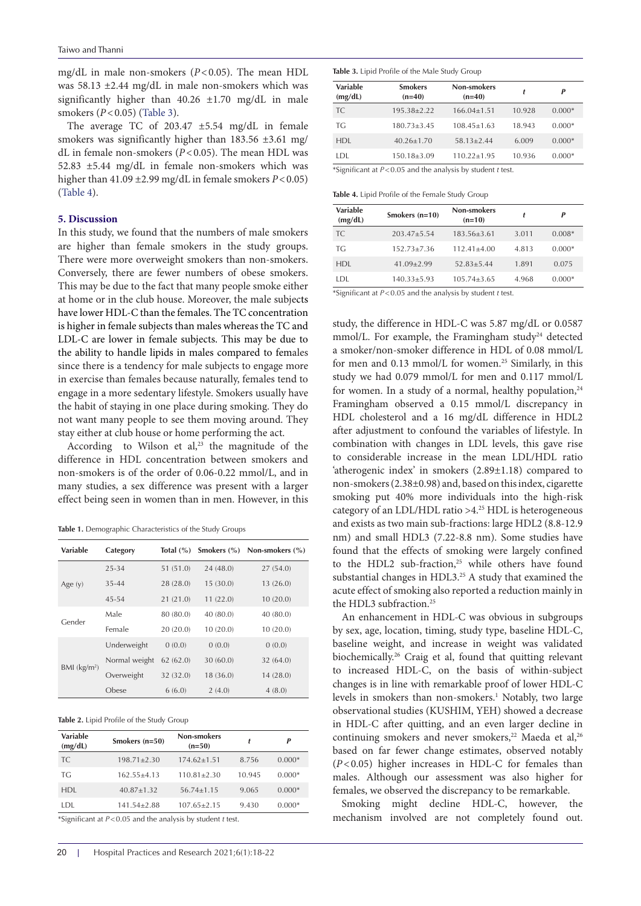mg/dL in male non-smokers ($P<0.05$). The mean HDL was 58.13 ±2.44 mg/dL in male non-smokers which was significantly higher than 40.26 ±1.70 mg/dL in male smokers ($P<0.05$) (Table 3).

The average TC of 203.47 ±5.54 mg/dL in female smokers was significantly higher than 183.56 ±3.61 mg/dL in female non-smokers ($P<0.05$). The mean HDL was 52.83 ±5.44 mg/dL in female non-smokers which was higher than 41.09 ±2.99 mg/dL in female smokers $P<0.05$) (Table 4).

## 5. Discussion

In this study, we found that the numbers of male smokers are higher than female smokers in the study groups. There were more overweight smokers than non-smokers. Conversely, there are fewer numbers of obese smokers. This may be due to the fact that many people smoke either at home or in the club house. Moreover, the male subjects have lower HDL-C than the females. The TC concentration is higher in female subjects than males whereas the TC and LDL-C are lower in female subjects. This may be due to the ability to handle lipids in males compared to females since there is a tendency for male subjects to engage more in exercise than females because naturally, females tend to engage in a more sedentary lifestyle. Smokers usually have the habit of staying in one place during smoking. They do not want many people to see them moving around. They stay either at club house or home performing the act.

According to Wilson et al,[23] the magnitude of the difference in HDL concentration between smokers and non-smokers is of the order of 0.06-0.22 mmol/L, and in many studies, a sex difference was present with a larger effect being seen in women than in men. However, in this study, the difference in HDL-C was 5.87 mg/dL or 0.0587 mmol/L. For example, the Framingham study[24] detected a smoker/non-smoker difference in HDL of 0.08 mmol/L for men and 0.13 mmol/L for women.[25] Similarly, in this study we had 0.079 mmol/L for men and 0.117 mmol/L for women. In a study of a normal, healthy population,[24] Framingham observed a 0.15 mmol/L discrepancy in HDL cholesterol and a 16 mg/dL difference in HDL2 after adjustment to confound the variables of lifestyle. In combination with changes in LDL levels, this gave rise to considerable increase in the mean LDL/HDL ratio 'atherogenic index' in smokers (2.89±1.18) compared to non-smokers (2.38±0.98) and, based on this index, cigarette smoking put 40% more individuals into the high-risk category of an LDL/HDL ratio >4.[25] HDL is heterogeneous and exists as two main sub-fractions: large HDL2 (8.8-12.9 nm) and small HDL3 (7.22-8.8 nm). Some studies have found that the effects of smoking were largely confined to the HDL2 sub-fraction,[25] while others have found substantial changes in HDL3.[25] A study that examined the acute effect of smoking also reported a reduction mainly in the HDL3 subfraction.[25]

An enhancement in HDL-C was obvious in subgroups by sex, age, location, timing, study type, baseline HDL-C, baseline weight, and increase in weight was validated biochemically.[26] Craig et al, found that quitting relevant to increased HDL-C, on the basis of within-subject changes is in line with remarkable proof of lower HDL-C levels in smokers than non-smokers.[1] Notably, two large observational studies (KUSHIM, YEH) showed a decrease in HDL-C after quitting, and an even larger decline in continuing smokers and never smokers,[22] Maeda et al,[26] based on far fewer change estimates, observed notably ($P<0.05$) higher increases in HDL-C for females than males. Although our assessment was also higher for females, we observed the discrepancy to be remarkable.

Smoking might decline HDL-C, however, the mechanism involved are not completely found out.

**Table 1.** Demographic Characteristics of the Study Groups

| Variable | Category | Total (%) | Smokers (%) | Non-smokers (%) |
|---|---|---|---|---|
| Age (y) | 25-34 | 51 (51.0) | 24 (48.0) | 27 (54.0) |
| | 35-44 | 28 (28.0) | 15 (30.0) | 13 (26.0) |
| | 45-54 | 21 (21.0) | 11 (22.0) | 10 (20.0) |
| Gender | Male | 80 (80.0) | 40 (80.0) | 40 (80.0) |
| | Female | 20 (20.0) | 10 (20.0) | 10 (20.0) |
| BMI (kg/m$^2$) | Underweight | 0 (0.0) | 0 (0.0) | 0 (0.0) |
| | Normal weight | 62 (62.0) | 30 (60.0) | 32 (64.0) |
| | Overweight | 32 (32.0) | 18 (36.0) | 14 (28.0) |
| | Obese | 6 (6.0) | 2 (4.0) | 4 (8.0) |

**Table 2.** Lipid Profile of the Study Group

| Variable (mg/dL) | Smokers (n=50) | Non-smokers (n=50) | t | P |
|---|---|---|---|---|
| TC | 198.71±2.30 | 174.62±1.51 | 8.756 | 0.000* |
| TG | 162.55±4.13 | 110.81±2.30 | 10.945 | 0.000* |
| HDL | 40.87±1.32 | 56.74±1.15 | 9.065 | 0.000* |
| LDL | 141.54±2.88 | 107.65±2.15 | 9.430 | 0.000* |

*Significant at $P<0.05$ and the analysis by student *t* test.

**Table 3.** Lipid Profile of the Male Study Group

| Variable (mg/dL) | Smokers (n=40) | Non-smokers (n=40) | t | P |
|---|---|---|---|---|
| TC | 195.38±2.22 | 166.04±1.51 | 10.928 | 0.000* |
| TG | 180.73±3.45 | 108.45±1.63 | 18.943 | 0.000* |
| HDL | 40.26±1.70 | 58.13±2.44 | 6.009 | 0.000* |
| LDL | 150.18±3.09 | 110.22±1.95 | 10.936 | 0.000* |

*Significant at $P<0.05$ and the analysis by student *t* test.

**Table 4.** Lipid Profile of the Female Study Group

| Variable (mg/dL) | Smokers (n=10) | Non-smokers (n=10) | t | P |
|---|---|---|---|---|
| TC | 203.47±5.54 | 183.56±3.61 | 3.011 | 0.008* |
| TG | 152.73±7.36 | 112.41±4.00 | 4.813 | 0.000* |
| HDL | 41.09±2.99 | 52.83±5.44 | 1.891 | 0.075 |
| LDL | 140.33±5.93 | 105.74±3.65 | 4.968 | 0.000* |

*Significant at $P<0.05$ and the analysis by student *t* test.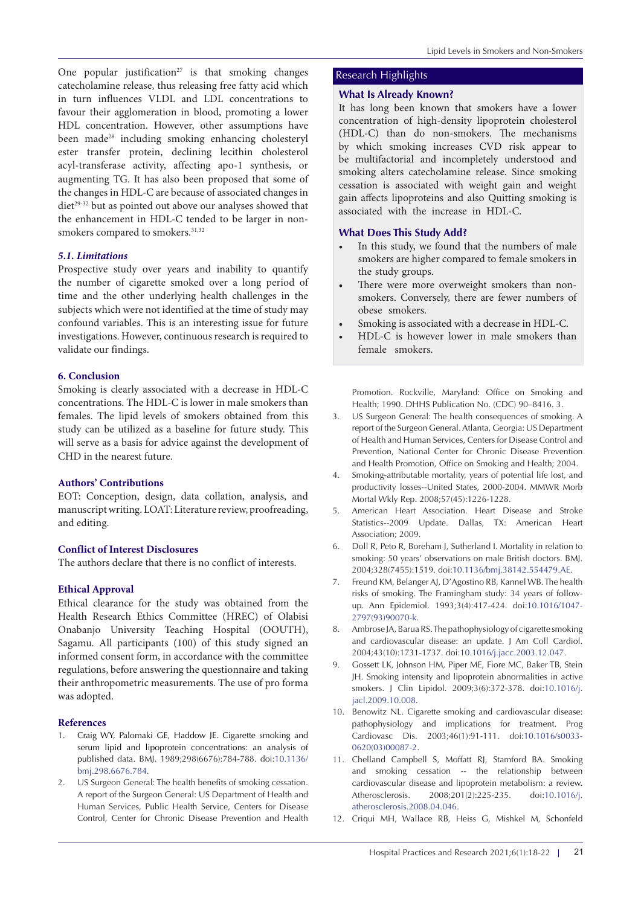One popular justification[27] is that smoking changes catecholamine release, thus releasing free fatty acid which in turn influences VLDL and LDL concentrations to favour their agglomeration in blood, promoting a lower HDL concentration. However, other assumptions have been made[28] including smoking enhancing cholesteryl ester transfer protein, declining lecithin cholesterol acyl-transferase activity, affecting apo-1 synthesis, or augmenting TG. It has also been proposed that some of the changes in HDL-C are because of associated changes in diet[29-32] but as pointed out above our analyses showed that the enhancement in HDL-C tended to be larger in non-smokers compared to smokers.[31,32]

### *5.1. Limitations*

Prospective study over years and inability to quantify the number of cigarette smoked over a long period of time and the other underlying health challenges in the subjects which were not identified at the time of study may confound variables. This is an interesting issue for future investigations. However, continuous research is required to validate our findings.

## 6. Conclusion

Smoking is clearly associated with a decrease in HDL-C concentrations. The HDL-C is lower in male smokers than females. The lipid levels of smokers obtained from this study can be utilized as a baseline for future study. This will serve as a basis for advice against the development of CHD in the nearest future.

## Authors' Contributions

EOT: Conception, design, data collation, analysis, and manuscript writing. LOAT: Literature review, proofreading, and editing.

## Conflict of Interest Disclosures

The authors declare that there is no conflict of interests.

## Ethical Approval

Ethical clearance for the study was obtained from the Health Research Ethics Committee (HREC) of Olabisi Onabanjo University Teaching Hospital (OOUTH), Sagamu. All participants (100) of this study signed an informed consent form, in accordance with the committee regulations, before answering the questionnaire and taking their anthropometric measurements. The use of pro forma was adopted.

## Research Highlights

### What Is Already Known?

It has long been known that smokers have a lower concentration of high-density lipoprotein cholesterol (HDL-C) than do non-smokers. The mechanisms by which smoking increases CVD risk appear to be multifactorial and incompletely understood and smoking alters catecholamine release. Since smoking cessation is associated with weight gain and weight gain affects lipoproteins and also Quitting smoking is associated with the increase in HDL-C.

### What Does This Study Add?

- In this study, we found that the numbers of male smokers are higher compared to female smokers in the study groups.
- There were more overweight smokers than non-smokers. Conversely, there are fewer numbers of obese smokers.
- Smoking is associated with a decrease in HDL-C.
- HDL-C is however lower in male smokers than female smokers.

## References

1. Craig WY, Palomaki GE, Haddow JE. Cigarette smoking and serum lipid and lipoprotein concentrations: an analysis of published data. BMJ. 1989;298(6676):784-788. doi:10.1136/bmj.298.6676.784.
2. US Surgeon General: The health benefits of smoking cessation. A report of the Surgeon General: US Department of Health and Human Services, Public Health Service, Centers for Disease Control, Center for Chronic Disease Prevention and Health Promotion. Rockville, Maryland: Office on Smoking and Health; 1990. DHHS Publication No. (CDC) 90–8416. 3.
3. US Surgeon General: The health consequences of smoking. A report of the Surgeon General. Atlanta, Georgia: US Department of Health and Human Services, Centers for Disease Control and Prevention, National Center for Chronic Disease Prevention and Health Promotion, Office on Smoking and Health; 2004.
4. Smoking-attributable mortality, years of potential life lost, and productivity losses--United States, 2000-2004. MMWR Morb Mortal Wkly Rep. 2008;57(45):1226-1228.
5. American Heart Association. Heart Disease and Stroke Statistics--2009 Update. Dallas, TX: American Heart Association; 2009.
6. Doll R, Peto R, Boreham J, Sutherland I. Mortality in relation to smoking: 50 years' observations on male British doctors. BMJ. 2004;328(7455):1519. doi:10.1136/bmj.38142.554479.AE.
7. Freund KM, Belanger AJ, D'Agostino RB, Kannel WB. The health risks of smoking. The Framingham study: 34 years of follow-up. Ann Epidemiol. 1993;3(4):417-424. doi:10.1016/1047-2797(93)90070-k.
8. Ambrose JA, Barua RS. The pathophysiology of cigarette smoking and cardiovascular disease: an update. J Am Coll Cardiol. 2004;43(10):1731-1737. doi:10.1016/j.jacc.2003.12.047.
9. Gossett LK, Johnson HM, Piper ME, Fiore MC, Baker TB, Stein JH. Smoking intensity and lipoprotein abnormalities in active smokers. J Clin Lipidol. 2009;3(6):372-378. doi:10.1016/j.jacl.2009.10.008.
10. Benowitz NL. Cigarette smoking and cardiovascular disease: pathophysiology and implications for treatment. Prog Cardiovasc Dis. 2003;46(1):91-111. doi:10.1016/s0033-0620(03)00087-2.
11. Chelland Campbell S, Moffatt RJ, Stamford BA. Smoking and smoking cessation -- the relationship between cardiovascular disease and lipoprotein metabolism: a review. Atherosclerosis. 2008;201(2):225-235. doi:10.1016/j.atherosclerosis.2008.04.046.
12. Criqui MH, Wallace RB, Heiss G, Mishkel M, Schonfeld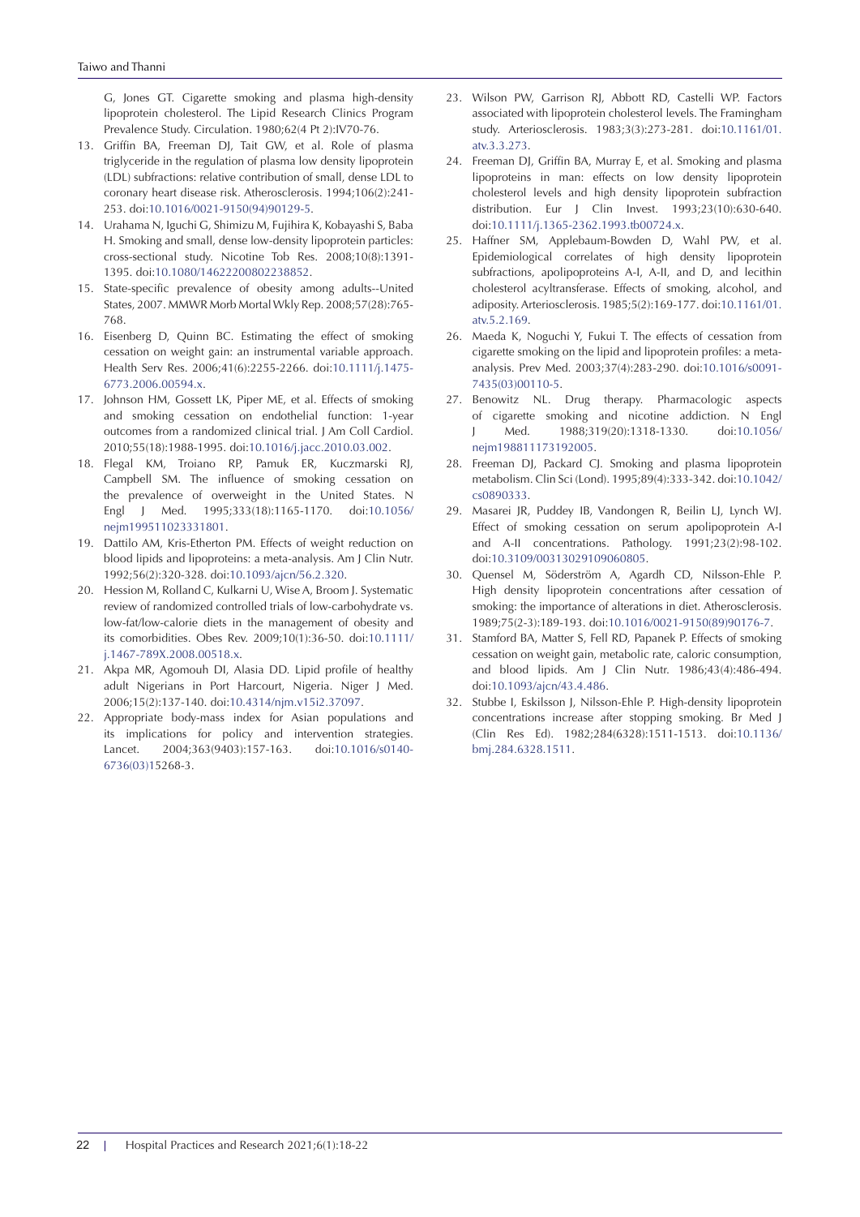G, Jones GT. Cigarette smoking and plasma high-density lipoprotein cholesterol. The Lipid Research Clinics Program Prevalence Study. Circulation. 1980;62(4 Pt 2):IV70-76.

13. Griffin BA, Freeman DJ, Tait GW, et al. Role of plasma triglyceride in the regulation of plasma low density lipoprotein (LDL) subfractions: relative contribution of small, dense LDL to coronary heart disease risk. Atherosclerosis. 1994;106(2):241-253. doi:10.1016/0021-9150(94)90129-5.
14. Urahama N, Iguchi G, Shimizu M, Fujihira K, Kobayashi S, Baba H. Smoking and small, dense low-density lipoprotein particles: cross-sectional study. Nicotine Tob Res. 2008;10(8):1391-1395. doi:10.1080/14622200802238852.
15. State-specific prevalence of obesity among adults--United States, 2007. MMWR Morb Mortal Wkly Rep. 2008;57(28):765-768.
16. Eisenberg D, Quinn BC. Estimating the effect of smoking cessation on weight gain: an instrumental variable approach. Health Serv Res. 2006;41(6):2255-2266. doi:10.1111/j.1475-6773.2006.00594.x.
17. Johnson HM, Gossett LK, Piper ME, et al. Effects of smoking and smoking cessation on endothelial function: 1-year outcomes from a randomized clinical trial. J Am Coll Cardiol. 2010;55(18):1988-1995. doi:10.1016/j.jacc.2010.03.002.
18. Flegal KM, Troiano RP, Pamuk ER, Kuczmarski RJ, Campbell SM. The influence of smoking cessation on the prevalence of overweight in the United States. N Engl J Med. 1995;333(18):1165-1170. doi:10.1056/nejm199511023331801.
19. Dattilo AM, Kris-Etherton PM. Effects of weight reduction on blood lipids and lipoproteins: a meta-analysis. Am J Clin Nutr. 1992;56(2):320-328. doi:10.1093/ajcn/56.2.320.
20. Hession M, Rolland C, Kulkarni U, Wise A, Broom J. Systematic review of randomized controlled trials of low-carbohydrate vs. low-fat/low-calorie diets in the management of obesity and its comorbidities. Obes Rev. 2009;10(1):36-50. doi:10.1111/j.1467-789X.2008.00518.x.
21. Akpa MR, Agomouh DI, Alasia DD. Lipid profile of healthy adult Nigerians in Port Harcourt, Nigeria. Niger J Med. 2006;15(2):137-140. doi:10.4314/njm.v15i2.37097.
22. Appropriate body-mass index for Asian populations and its implications for policy and intervention strategies. Lancet. 2004;363(9403):157-163. doi:10.1016/s0140-6736(03)15268-3.
23. Wilson PW, Garrison RJ, Abbott RD, Castelli WP. Factors associated with lipoprotein cholesterol levels. The Framingham study. Arteriosclerosis. 1983;3(3):273-281. doi:10.1161/01.atv.3.3.273.
24. Freeman DJ, Griffin BA, Murray E, et al. Smoking and plasma lipoproteins in man: effects on low density lipoprotein cholesterol levels and high density lipoprotein subfraction distribution. Eur J Clin Invest. 1993;23(10):630-640. doi:10.1111/j.1365-2362.1993.tb00724.x.
25. Haffner SM, Applebaum-Bowden D, Wahl PW, et al. Epidemiological correlates of high density lipoprotein subfractions, apolipoproteins A-I, A-II, and D, and lecithin cholesterol acyltransferase. Effects of smoking, alcohol, and adiposity. Arteriosclerosis. 1985;5(2):169-177. doi:10.1161/01.atv.5.2.169.
26. Maeda K, Noguchi Y, Fukui T. The effects of cessation from cigarette smoking on the lipid and lipoprotein profiles: a meta-analysis. Prev Med. 2003;37(4):283-290. doi:10.1016/s0091-7435(03)00110-5.
27. Benowitz NL. Drug therapy. Pharmacologic aspects of cigarette smoking and nicotine addiction. N Engl J Med. 1988;319(20):1318-1330. doi:10.1056/nejm198811173192005.
28. Freeman DJ, Packard CJ. Smoking and plasma lipoprotein metabolism. Clin Sci (Lond). 1995;89(4):333-342. doi:10.1042/cs0890333.
29. Masarei JR, Puddey IB, Vandongen R, Beilin LJ, Lynch WJ. Effect of smoking cessation on serum apolipoprotein A-I and A-II concentrations. Pathology. 1991;23(2):98-102. doi:10.3109/00313029109060805.
30. Quensel M, Söderström A, Agardh CD, Nilsson-Ehle P. High density lipoprotein concentrations after cessation of smoking: the importance of alterations in diet. Atherosclerosis. 1989;75(2-3):189-193. doi:10.1016/0021-9150(89)90176-7.
31. Stamford BA, Matter S, Fell RD, Papanek P. Effects of smoking cessation on weight gain, metabolic rate, caloric consumption, and blood lipids. Am J Clin Nutr. 1986;43(4):486-494. doi:10.1093/ajcn/43.4.486.
32. Stubbe I, Eskilsson J, Nilsson-Ehle P. High-density lipoprotein concentrations increase after stopping smoking. Br Med J (Clin Res Ed). 1982;284(6328):1511-1513. doi:10.1136/bmj.284.6328.1511.